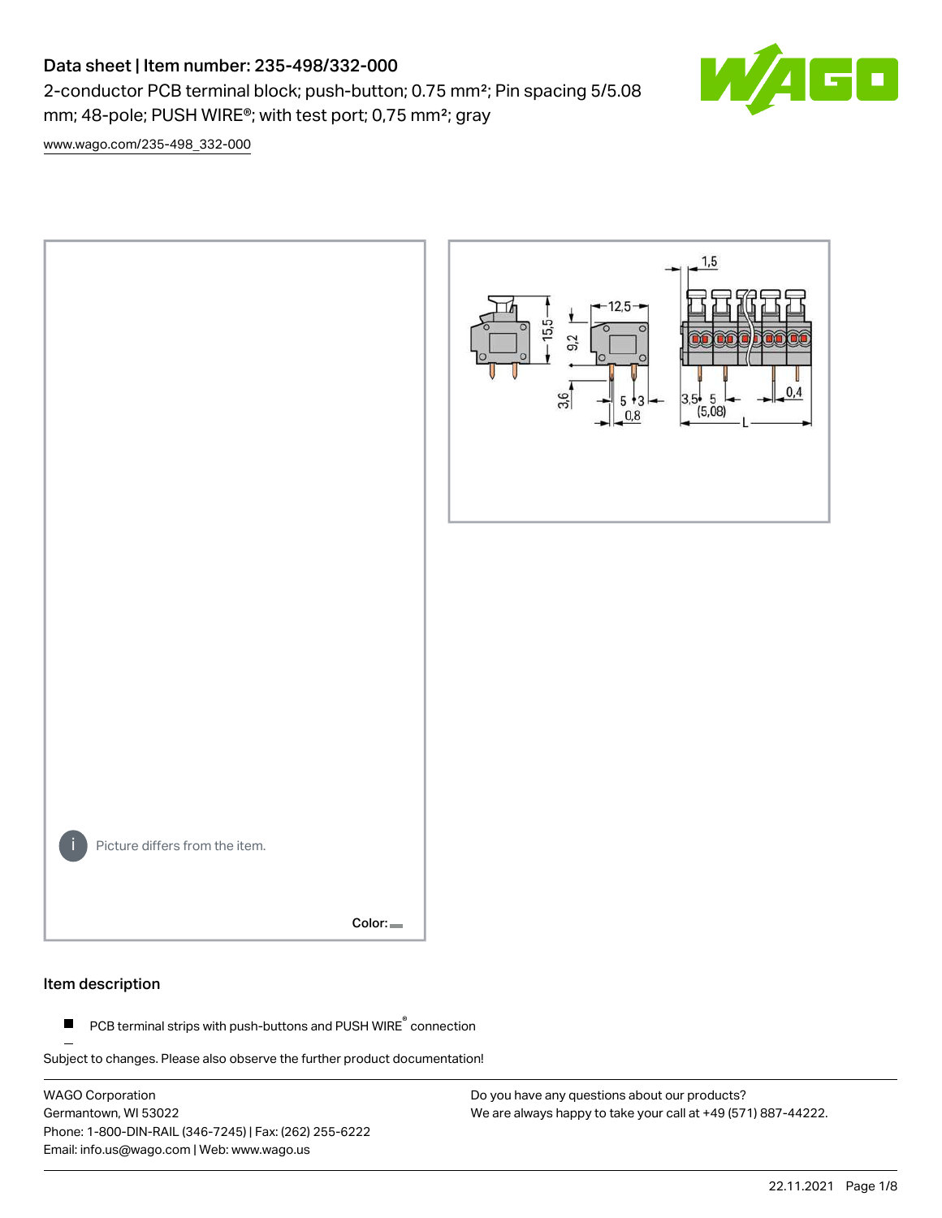# Data sheet | Item number: 235-498/332-000

2-conductor PCB terminal block; push-button; 0.75 mm²; Pin spacing 5/5.08 mm; 48-pole; PUSH WIRE®; with test port; 0,75 mm²; gray

www.wago.com/235-498_332-000

Picture differs from the item.

Color:

## Item description

- PCB terminal strips with push-buttons and PUSH WIRE® connection

Subject to changes. Please also observe the further product documentation!

WAGO Corporation
Germantown, WI 53022
Phone: 1-800-DIN-RAIL (346-7245) | Fax: (262) 255-6222
Email: info.us@wago.com | Web: www.wago.us

Do you have any questions about our products?
We are always happy to take your call at +49 (571) 887-44222.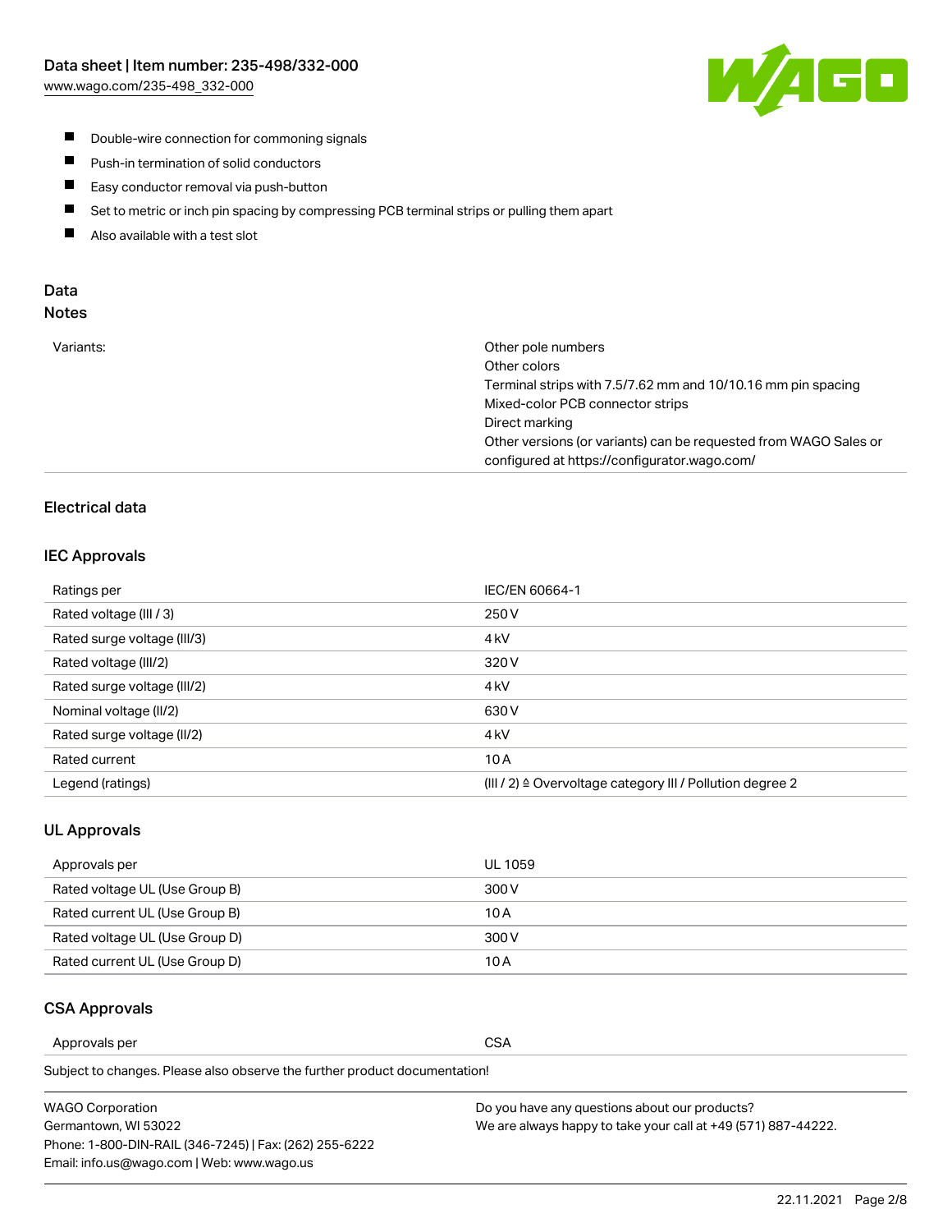- Double-wire connection for commoning signals
- Push-in termination of solid conductors
- Easy conductor removal via push-button
- Set to metric or inch pin spacing by compressing PCB terminal strips or pulling them apart
- Also available with a test slot

## Data

### Notes

| | |
|---|---|
| Variants: | Other pole numbers<br>Other colors<br>Terminal strips with 7.5/7.62 mm and 10/10.16 mm pin spacing<br>Mixed-color PCB connector strips<br>Direct marking<br>Other versions (or variants) can be requested from WAGO Sales or configured at https://configurator.wago.com/ |

### Electrical data

#### IEC Approvals

| | |
|---|---|
| Ratings per | IEC/EN 60664-1 |
| Rated voltage (III / 3) | 250 V |
| Rated surge voltage (III/3) | 4 kV |
| Rated voltage (III/2) | 320 V |
| Rated surge voltage (III/2) | 4 kV |
| Nominal voltage (II/2) | 630 V |
| Rated surge voltage (II/2) | 4 kV |
| Rated current | 10 A |
| Legend (ratings) | (III / 2) ≙ Overvoltage category III / Pollution degree 2 |

#### UL Approvals

| | |
|---|---|
| Approvals per | UL 1059 |
| Rated voltage UL (Use Group B) | 300 V |
| Rated current UL (Use Group B) | 10 A |
| Rated voltage UL (Use Group D) | 300 V |
| Rated current UL (Use Group D) | 10 A |

#### CSA Approvals

| | |
|---|---|
| Approvals per | CSA |

Subject to changes. Please also observe the further product documentation!

WAGO Corporation
Germantown, WI 53022
Phone: 1-800-DIN-RAIL (346-7245) | Fax: (262) 255-6222
Email: info.us@wago.com | Web: www.wago.us

Do you have any questions about our products?
We are always happy to take your call at +49 (571) 887-44222.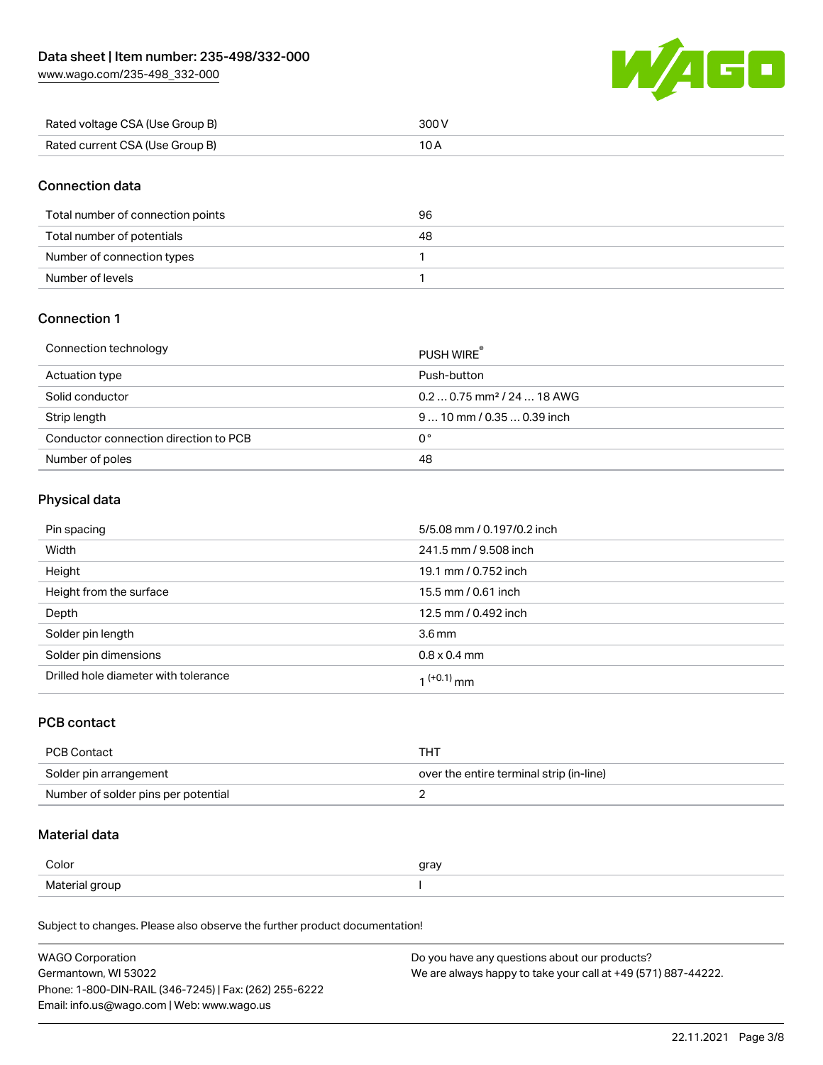| Rated voltage CSA (Use Group B) | 300 V |
| --- | --- |
| Rated current CSA (Use Group B) | 10 A |

## Connection data

| Total number of connection points | 96 |
| --- | --- |
| Total number of potentials | 48 |
| Number of connection types | 1 |
| Number of levels | 1 |

## Connection 1

| Connection technology | PUSH WIRE® |
| --- | --- |
| Actuation type | Push-button |
| Solid conductor | 0.2 … 0.75 mm² / 24 … 18 AWG |
| Strip length | 9 … 10 mm / 0.35 … 0.39 inch |
| Conductor connection direction to PCB | 0 ° |
| Number of poles | 48 |

## Physical data

| Pin spacing | 5/5.08 mm / 0.197/0.2 inch |
| --- | --- |
| Width | 241.5 mm / 9.508 inch |
| Height | 19.1 mm / 0.752 inch |
| Height from the surface | 15.5 mm / 0.61 inch |
| Depth | 12.5 mm / 0.492 inch |
| Solder pin length | 3.6 mm |
| Solder pin dimensions | 0.8 x 0.4 mm |
| Drilled hole diameter with tolerance | $1^{(+0.1)}$ mm |

## PCB contact

| PCB Contact | THT |
| --- | --- |
| Solder pin arrangement | over the entire terminal strip (in-line) |
| Number of solder pins per potential | 2 |

## Material data

| Color | gray |
| --- | --- |
| Material group | I |

Subject to changes. Please also observe the further product documentation!

WAGO Corporation
Germantown, WI 53022
Phone: 1-800-DIN-RAIL (346-7245) | Fax: (262) 255-6222
Email: info.us@wago.com | Web: www.wago.us

Do you have any questions about our products?
We are always happy to take your call at +49 (571) 887-44222.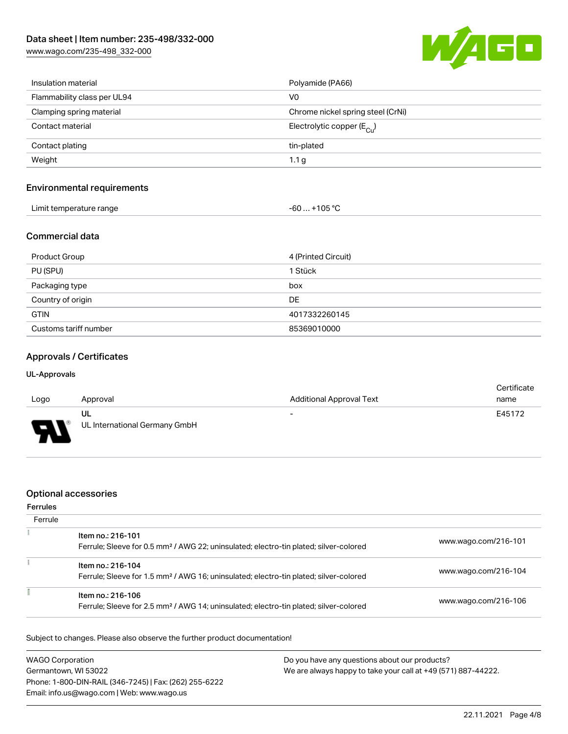| | |
|---|---|
| Insulation material | Polyamide (PA66) |
| Flammability class per UL94 | V0 |
| Clamping spring material | Chrome nickel spring steel (CrNi) |
| Contact material | Electrolytic copper ($E_{Cu}$) |
| Contact plating | tin-plated |
| Weight | 1.1 g |

## Environmental requirements

| | |
|---|---|
| Limit temperature range | -60 … +105 °C |

## Commercial data

| | |
|---|---|
| Product Group | 4 (Printed Circuit) |
| PU (SPU) | 1 Stück |
| Packaging type | box |
| Country of origin | DE |
| GTIN | 4017332260145 |
| Customs tariff number | 85369010000 |

## Approvals / Certificates

### UL-Approvals

| Logo | Approval | Additional Approval Text | Certificate name |
|---|---|---|---|
| | UL<br>UL International Germany GmbH | - | E45172 |

## Optional accessories

### Ferrules

| Ferrule | | |
|---|---|---|
| | Item no.: 216-101<br>Ferrule; Sleeve for 0.5 mm² / AWG 22; uninsulated; electro-tin plated; silver-colored | www.wago.com/216-101 |
| | Item no.: 216-104<br>Ferrule; Sleeve for 1.5 mm² / AWG 16; uninsulated; electro-tin plated; silver-colored | www.wago.com/216-104 |
| | Item no.: 216-106<br>Ferrule; Sleeve for 2.5 mm² / AWG 14; uninsulated; electro-tin plated; silver-colored | www.wago.com/216-106 |

Subject to changes. Please also observe the further product documentation!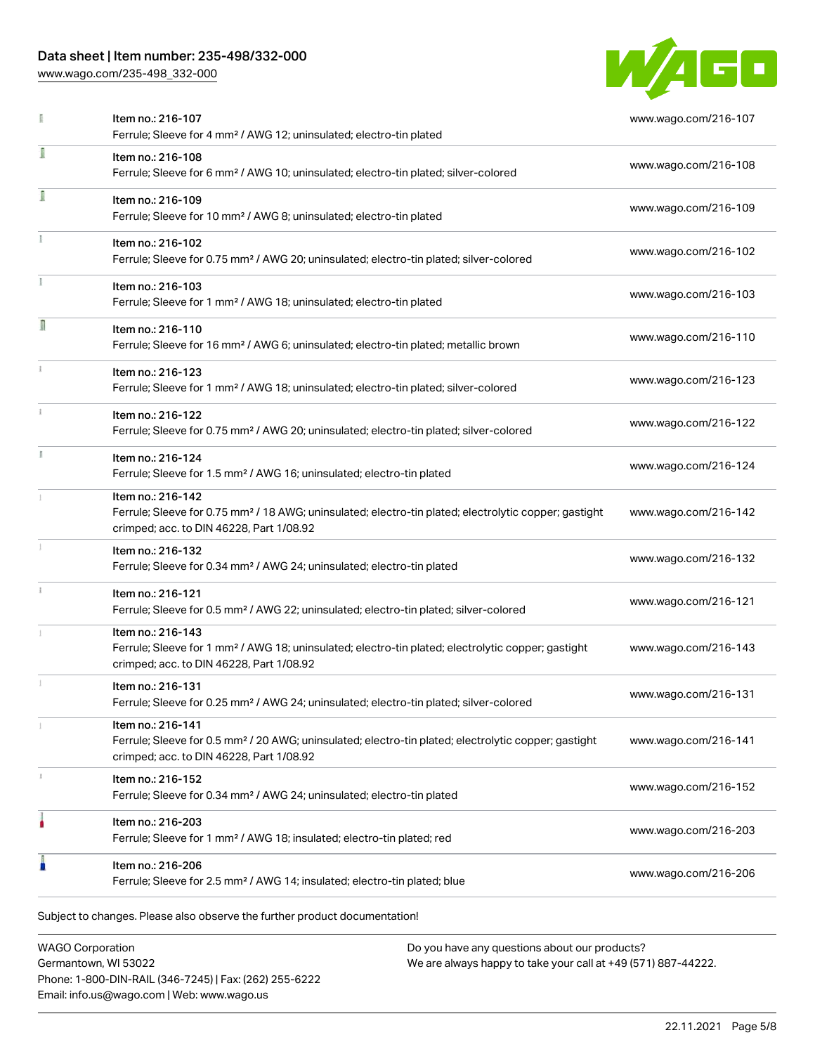| Item | Link |
| --- | --- |
| Item no.: 216-107<br>Ferrule; Sleeve for 4 mm² / AWG 12; uninsulated; electro-tin plated | www.wago.com/216-107 |
| Item no.: 216-108<br>Ferrule; Sleeve for 6 mm² / AWG 10; uninsulated; electro-tin plated; silver-colored | www.wago.com/216-108 |
| Item no.: 216-109<br>Ferrule; Sleeve for 10 mm² / AWG 8; uninsulated; electro-tin plated | www.wago.com/216-109 |
| Item no.: 216-102<br>Ferrule; Sleeve for 0.75 mm² / AWG 20; uninsulated; electro-tin plated; silver-colored | www.wago.com/216-102 |
| Item no.: 216-103<br>Ferrule; Sleeve for 1 mm² / AWG 18; uninsulated; electro-tin plated | www.wago.com/216-103 |
| Item no.: 216-110<br>Ferrule; Sleeve for 16 mm² / AWG 6; uninsulated; electro-tin plated; metallic brown | www.wago.com/216-110 |
| Item no.: 216-123<br>Ferrule; Sleeve for 1 mm² / AWG 18; uninsulated; electro-tin plated; silver-colored | www.wago.com/216-123 |
| Item no.: 216-122<br>Ferrule; Sleeve for 0.75 mm² / AWG 20; uninsulated; electro-tin plated; silver-colored | www.wago.com/216-122 |
| Item no.: 216-124<br>Ferrule; Sleeve for 1.5 mm² / AWG 16; uninsulated; electro-tin plated | www.wago.com/216-124 |
| Item no.: 216-142<br>Ferrule; Sleeve for 0.75 mm² / 18 AWG; uninsulated; electro-tin plated; electrolytic copper; gastight crimped; acc. to DIN 46228, Part 1/08.92 | www.wago.com/216-142 |
| Item no.: 216-132<br>Ferrule; Sleeve for 0.34 mm² / AWG 24; uninsulated; electro-tin plated | www.wago.com/216-132 |
| Item no.: 216-121<br>Ferrule; Sleeve for 0.5 mm² / AWG 22; uninsulated; electro-tin plated; silver-colored | www.wago.com/216-121 |
| Item no.: 216-143<br>Ferrule; Sleeve for 1 mm² / AWG 18; uninsulated; electro-tin plated; electrolytic copper; gastight crimped; acc. to DIN 46228, Part 1/08.92 | www.wago.com/216-143 |
| Item no.: 216-131<br>Ferrule; Sleeve for 0.25 mm² / AWG 24; uninsulated; electro-tin plated; silver-colored | www.wago.com/216-131 |
| Item no.: 216-141<br>Ferrule; Sleeve for 0.5 mm² / 20 AWG; uninsulated; electro-tin plated; electrolytic copper; gastight crimped; acc. to DIN 46228, Part 1/08.92 | www.wago.com/216-141 |
| Item no.: 216-152<br>Ferrule; Sleeve for 0.34 mm² / AWG 24; uninsulated; electro-tin plated | www.wago.com/216-152 |
| Item no.: 216-203<br>Ferrule; Sleeve for 1 mm² / AWG 18; insulated; electro-tin plated; red | www.wago.com/216-203 |
| Item no.: 216-206<br>Ferrule; Sleeve for 2.5 mm² / AWG 14; insulated; electro-tin plated; blue | www.wago.com/216-206 |

Subject to changes. Please also observe the further product documentation!

WAGO Corporation
Germantown, WI 53022
Phone: 1-800-DIN-RAIL (346-7245) | Fax: (262) 255-6222
Email: info.us@wago.com | Web: www.wago.us

Do you have any questions about our products?
We are always happy to take your call at +49 (571) 887-44222.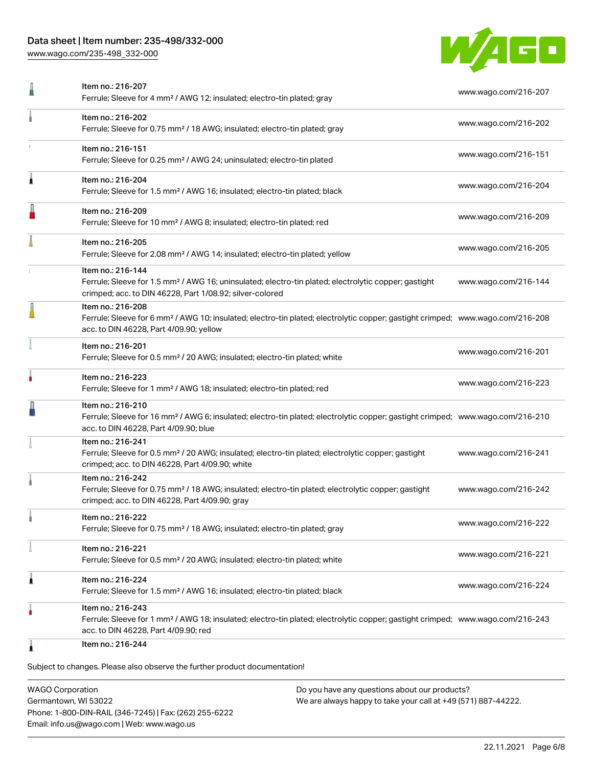| Item | Link |
| --- | --- |
| Item no.: 216-207<br>Ferrule; Sleeve for 4 mm² / AWG 12; insulated; electro-tin plated; gray | www.wago.com/216-207 |
| Item no.: 216-202<br>Ferrule; Sleeve for 0.75 mm² / 18 AWG; insulated; electro-tin plated; gray | www.wago.com/216-202 |
| Item no.: 216-151<br>Ferrule; Sleeve for 0.25 mm² / AWG 24; uninsulated; electro-tin plated | www.wago.com/216-151 |
| Item no.: 216-204<br>Ferrule; Sleeve for 1.5 mm² / AWG 16; insulated; electro-tin plated; black | www.wago.com/216-204 |
| Item no.: 216-209<br>Ferrule; Sleeve for 10 mm² / AWG 8; insulated; electro-tin plated; red | www.wago.com/216-209 |
| Item no.: 216-205<br>Ferrule; Sleeve for 2.08 mm² / AWG 14; insulated; electro-tin plated; yellow | www.wago.com/216-205 |
| Item no.: 216-144<br>Ferrule; Sleeve for 1.5 mm² / AWG 16; uninsulated; electro-tin plated; electrolytic copper; gastight crimped; acc. to DIN 46228, Part 1/08.92; silver-colored | www.wago.com/216-144 |
| Item no.: 216-208<br>Ferrule; Sleeve for 6 mm² / AWG 10; insulated; electro-tin plated; electrolytic copper; gastight crimped; acc. to DIN 46228, Part 4/09.90; yellow | www.wago.com/216-208 |
| Item no.: 216-201<br>Ferrule; Sleeve for 0.5 mm² / 20 AWG; insulated; electro-tin plated; white | www.wago.com/216-201 |
| Item no.: 216-223<br>Ferrule; Sleeve for 1 mm² / AWG 18; insulated; electro-tin plated; red | www.wago.com/216-223 |
| Item no.: 216-210<br>Ferrule; Sleeve for 16 mm² / AWG 6; insulated; electro-tin plated; electrolytic copper; gastight crimped; acc. to DIN 46228, Part 4/09.90; blue | www.wago.com/216-210 |
| Item no.: 216-241<br>Ferrule; Sleeve for 0.5 mm² / 20 AWG; insulated; electro-tin plated; electrolytic copper; gastight crimped; acc. to DIN 46228, Part 4/09.90; white | www.wago.com/216-241 |
| Item no.: 216-242<br>Ferrule; Sleeve for 0.75 mm² / 18 AWG; insulated; electro-tin plated; electrolytic copper; gastight crimped; acc. to DIN 46228, Part 4/09.90; gray | www.wago.com/216-242 |
| Item no.: 216-222<br>Ferrule; Sleeve for 0.75 mm² / 18 AWG; insulated; electro-tin plated; gray | www.wago.com/216-222 |
| Item no.: 216-221<br>Ferrule; Sleeve for 0.5 mm² / 20 AWG; insulated; electro-tin plated; white | www.wago.com/216-221 |
| Item no.: 216-224<br>Ferrule; Sleeve for 1.5 mm² / AWG 16; insulated; electro-tin plated; black | www.wago.com/216-224 |
| Item no.: 216-243<br>Ferrule; Sleeve for 1 mm² / AWG 18; insulated; electro-tin plated; electrolytic copper; gastight crimped; acc. to DIN 46228, Part 4/09.90; red | www.wago.com/216-243 |
| Item no.: 216-244 | |

Subject to changes. Please also observe the further product documentation!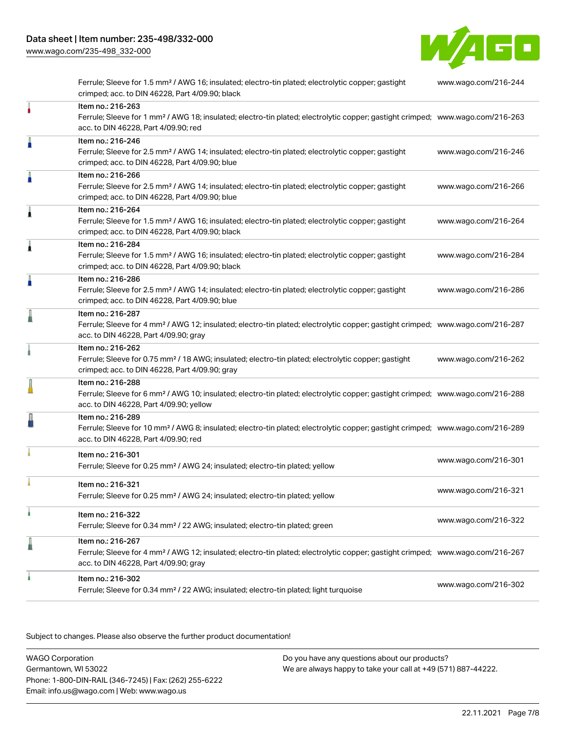| Item | Link |
| --- | --- |
| Ferrule; Sleeve for 1.5 mm² / AWG 16; insulated; electro-tin plated; electrolytic copper; gastight crimped; acc. to DIN 46228, Part 4/09.90; black | www.wago.com/216-244 |
| Item no.: 216-263<br>Ferrule; Sleeve for 1 mm² / AWG 18; insulated; electro-tin plated; electrolytic copper; gastight crimped; acc. to DIN 46228, Part 4/09.90; red | www.wago.com/216-263 |
| Item no.: 216-246<br>Ferrule; Sleeve for 2.5 mm² / AWG 14; insulated; electro-tin plated; electrolytic copper; gastight crimped; acc. to DIN 46228, Part 4/09.90; blue | www.wago.com/216-246 |
| Item no.: 216-266<br>Ferrule; Sleeve for 2.5 mm² / AWG 14; insulated; electro-tin plated; electrolytic copper; gastight crimped; acc. to DIN 46228, Part 4/09.90; blue | www.wago.com/216-266 |
| Item no.: 216-264<br>Ferrule; Sleeve for 1.5 mm² / AWG 16; insulated; electro-tin plated; electrolytic copper; gastight crimped; acc. to DIN 46228, Part 4/09.90; black | www.wago.com/216-264 |
| Item no.: 216-284<br>Ferrule; Sleeve for 1.5 mm² / AWG 16; insulated; electro-tin plated; electrolytic copper; gastight crimped; acc. to DIN 46228, Part 4/09.90; black | www.wago.com/216-284 |
| Item no.: 216-286<br>Ferrule; Sleeve for 2.5 mm² / AWG 14; insulated; electro-tin plated; electrolytic copper; gastight crimped; acc. to DIN 46228, Part 4/09.90; blue | www.wago.com/216-286 |
| Item no.: 216-287<br>Ferrule; Sleeve for 4 mm² / AWG 12; insulated; electro-tin plated; electrolytic copper; gastight crimped; acc. to DIN 46228, Part 4/09.90; gray | www.wago.com/216-287 |
| Item no.: 216-262<br>Ferrule; Sleeve for 0.75 mm² / 18 AWG; insulated; electro-tin plated; electrolytic copper; gastight crimped; acc. to DIN 46228, Part 4/09.90; gray | www.wago.com/216-262 |
| Item no.: 216-288<br>Ferrule; Sleeve for 6 mm² / AWG 10; insulated; electro-tin plated; electrolytic copper; gastight crimped; acc. to DIN 46228, Part 4/09.90; yellow | www.wago.com/216-288 |
| Item no.: 216-289<br>Ferrule; Sleeve for 10 mm² / AWG 8; insulated; electro-tin plated; electrolytic copper; gastight crimped; acc. to DIN 46228, Part 4/09.90; red | www.wago.com/216-289 |
| Item no.: 216-301<br>Ferrule; Sleeve for 0.25 mm² / AWG 24; insulated; electro-tin plated; yellow | www.wago.com/216-301 |
| Item no.: 216-321<br>Ferrule; Sleeve for 0.25 mm² / AWG 24; insulated; electro-tin plated; yellow | www.wago.com/216-321 |
| Item no.: 216-322<br>Ferrule; Sleeve for 0.34 mm² / 22 AWG; insulated; electro-tin plated; green | www.wago.com/216-322 |
| Item no.: 216-267<br>Ferrule; Sleeve for 4 mm² / AWG 12; insulated; electro-tin plated; electrolytic copper; gastight crimped; acc. to DIN 46228, Part 4/09.90; gray | www.wago.com/216-267 |
| Item no.: 216-302<br>Ferrule; Sleeve for 0.34 mm² / 22 AWG; insulated; electro-tin plated; light turquoise | www.wago.com/216-302 |

Subject to changes. Please also observe the further product documentation!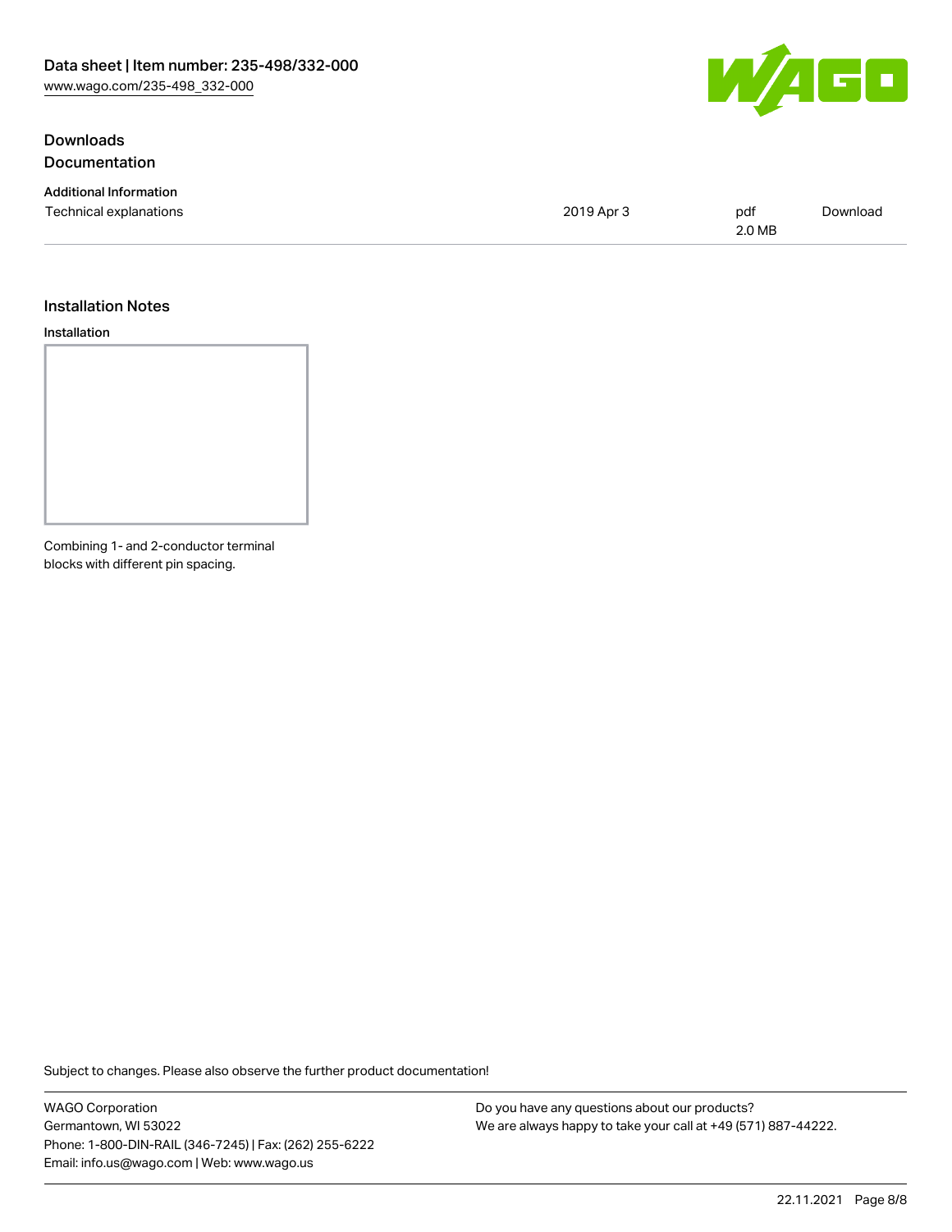## Downloads

### Documentation

**Additional Information**

| | | | |
|---|---|---|---|
| Technical explanations | 2019 Apr 3 | pdf 2.0 MB | Download |

## Installation Notes

**Installation**

Combining 1- and 2-conductor terminal blocks with different pin spacing.

Subject to changes. Please also observe the further product documentation!

WAGO Corporation
Germantown, WI 53022
Phone: 1-800-DIN-RAIL (346-7245) | Fax: (262) 255-6222
Email: info.us@wago.com | Web: www.wago.us

Do you have any questions about our products?
We are always happy to take your call at +49 (571) 887-44222.